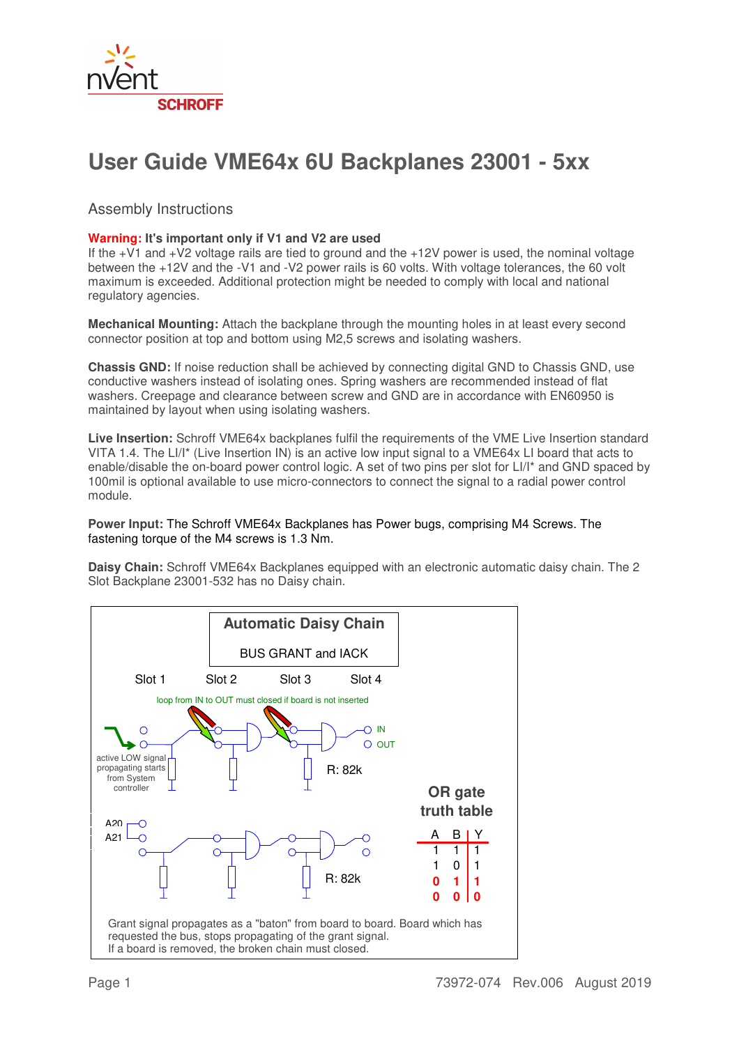# User Guide VME64x 6U Backplanes 23001 - 5xx

## Assembly Instructions

**Warning: It's important only if V1 and V2 are used**
If the +V1 and +V2 voltage rails are tied to ground and the +12V power is used, the nominal voltage between the +12V and the -V1 and -V2 power rails is 60 volts. With voltage tolerances, the 60 volt maximum is exceeded. Additional protection might be needed to comply with local and national regulatory agencies.

**Mechanical Mounting:** Attach the backplane through the mounting holes in at least every second connector position at top and bottom using M2,5 screws and isolating washers.

**Chassis GND:** If noise reduction shall be achieved by connecting digital GND to Chassis GND, use conductive washers instead of isolating ones. Spring washers are recommended instead of flat washers. Creepage and clearance between screw and GND are in accordance with EN60950 is maintained by layout when using isolating washers.

**Live Insertion:** Schroff VME64x backplanes fulfil the requirements of the VME Live Insertion standard VITA 1.4. The LI/I* (Live Insertion IN) is an active low input signal to a VME64x LI board that acts to enable/disable the on-board power control logic. A set of two pins per slot for LI/I* and GND spaced by 100mil is optional available to use micro-connectors to connect the signal to a radial power control module.

**Power Input:** The Schroff VME64x Backplanes has Power bugs, comprising M4 Screws. The fastening torque of the M4 screws is 1.3 Nm.

**Daisy Chain:** Schroff VME64x Backplanes equipped with an electronic automatic daisy chain. The 2 Slot Backplane 23001-532 has no Daisy chain.

**Automatic Daisy Chain**

BUS GRANT and IACK

Slot 1 Slot 2 Slot 3 Slot 4

loop from IN to OUT must closed if board is not inserted

IN
OUT

active LOW signal propagating starts from System controller

R: 82k

A20
A21

R: 82k

**OR gate truth table**

| A | B | Y |
|---|---|---|
| 1 | 1 | 1 |
| 1 | 0 | 1 |
| 0 | 1 | 1 |
| 0 | 0 | 0 |

Grant signal propagates as a "baton" from board to board. Board which has requested the bus, stops propagating of the grant signal.
If a board is removed, the broken chain must closed.

73972-074 Rev.006 August 2019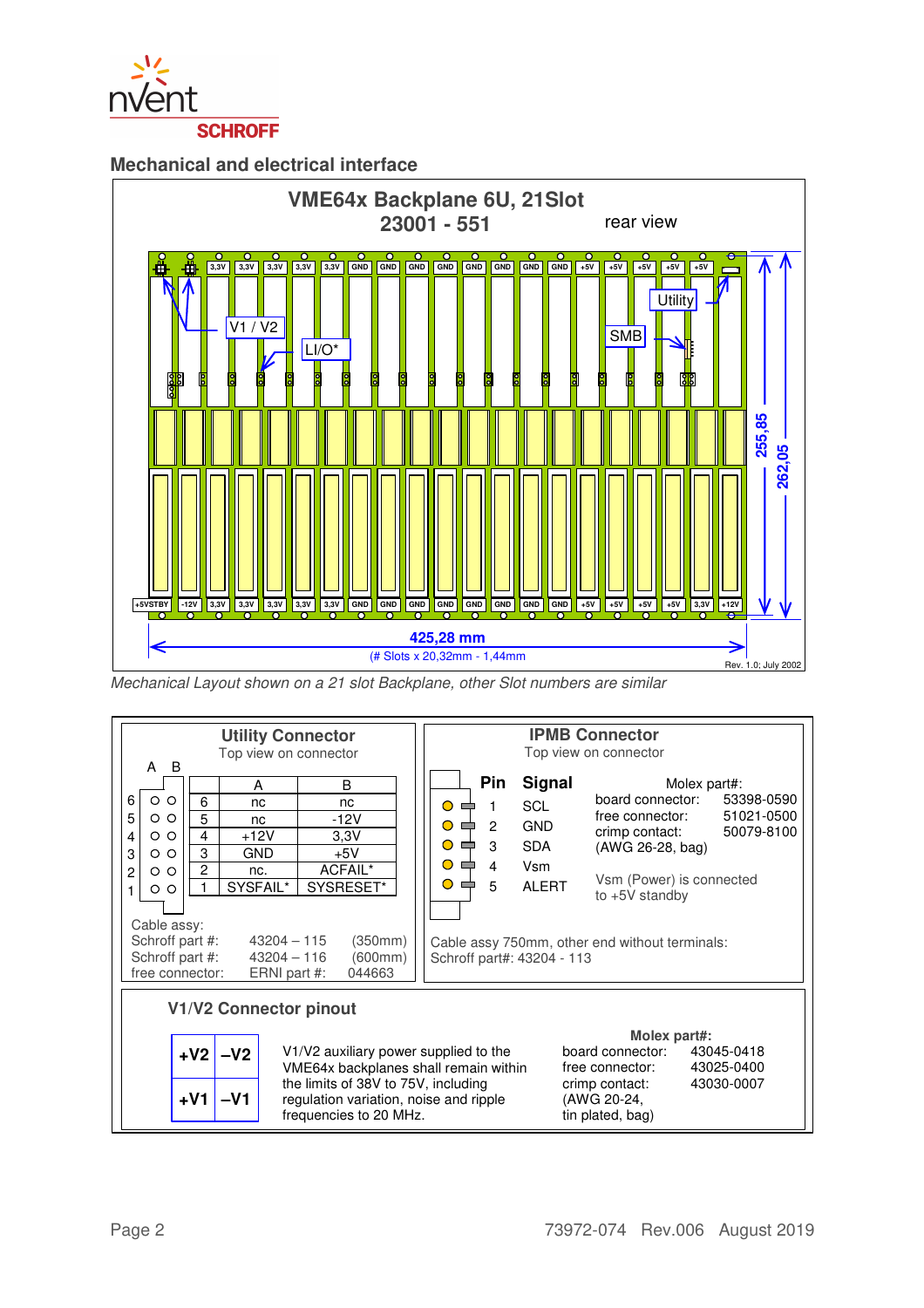## Mechanical and electrical interface

**VME64x Backplane 6U, 21Slot**
**23001 - 551**

rear view

3,3V 3,3V 3,3V 3,3V 3,3V GND GND GND GND GND GND GND GND +5V +5V +5V +5V +5V

V1 / V2

LI/O*

SMB

Utility

255,85

262,05

+5VSTBY -12V 3,3V 3,3V 3,3V 3,3V 3,3V GND GND GND GND GND GND GND GND +5V +5V +5V +5V 3,3V +12V

425,28 mm

(# Slots x 20,32mm - 1,44mm

Rev. 1.0; July 2002

*Mechanical Layout shown on a 21 slot Backplane, other Slot numbers are similar*

### Utility Connector

Top view on connector

| | A | B |
|---|---|---|
| 6 | nc | nc |
| 5 | nc | -12V |
| 4 | +12V | 3,3V |
| 3 | GND | +5V |
| 2 | nc. | ACFAIL* |
| 1 | SYSFAIL* | SYSRESET* |

Cable assy:
Schroff part #: 43204 – 115 (350mm)
Schroff part #: 43204 – 116 (600mm)
free connector: ERNI part #: 044663

### IPMB Connector

Top view on connector

| Pin | Signal |
|---|---|
| 1 | SCL |
| 2 | GND |
| 3 | SDA |
| 4 | Vsm |
| 5 | ALERT |

Molex part#:
board connector: 53398-0590
free connector: 51021-0500
crimp contact: 50079-8100
(AWG 26-28, bag)

Vsm (Power) is connected to +5V standby

Cable assy 750mm, other end without terminals:
Schroff part#: 43204 - 113

### V1/V2 Connector pinout

| | |
|---|---|
| +V2 | –V2 |
| +V1 | –V1 |

V1/V2 auxiliary power supplied to the VME64x backplanes shall remain within the limits of 38V to 75V, including regulation variation, noise and ripple frequencies to 20 MHz.

**Molex part#:**
board connector: 43045-0418
free connector: 43025-0400
crimp contact: 43030-0007
(AWG 20-24, tin plated, bag)